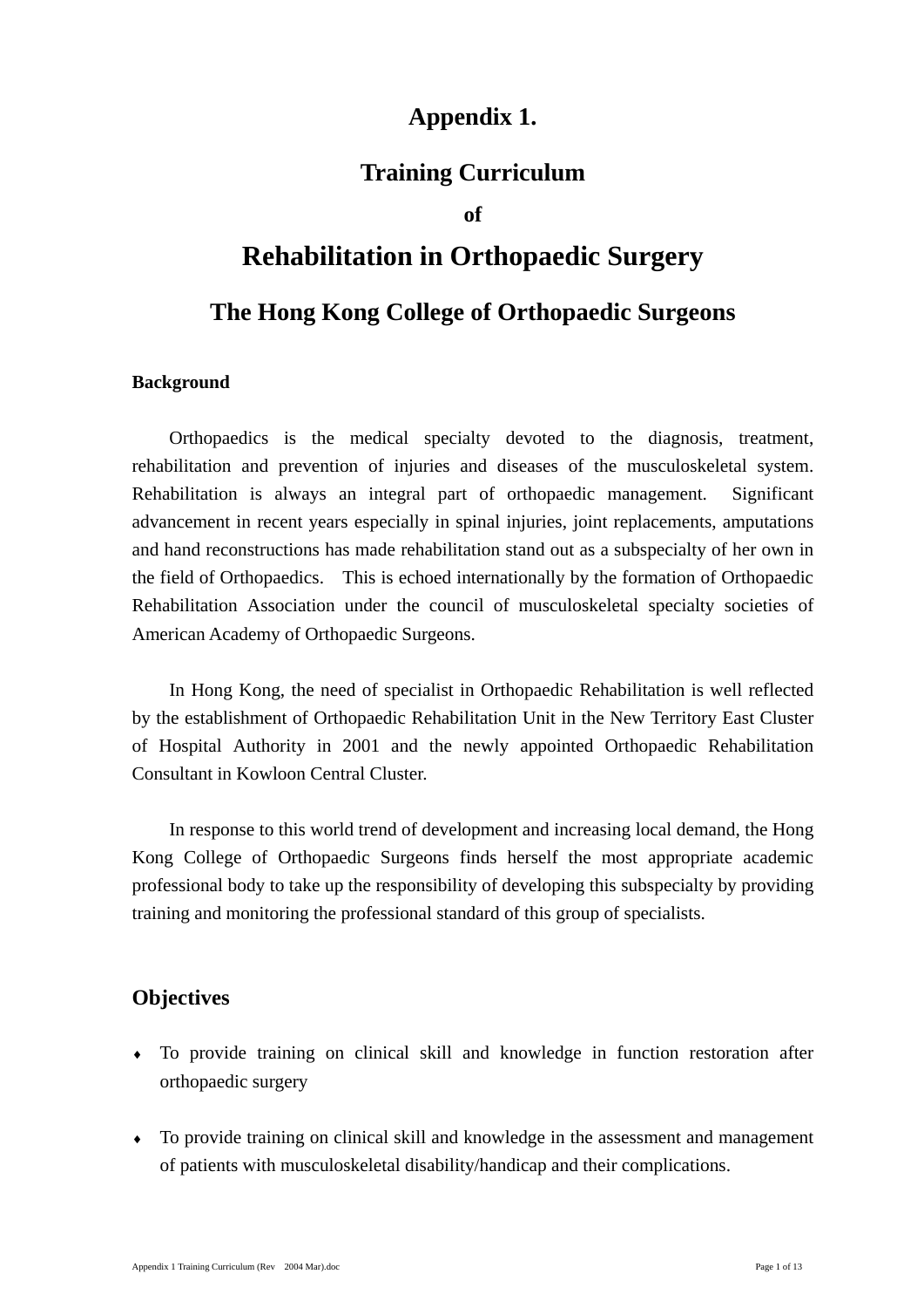# Appendix 1.

## Training Curriculum

**of**

# Rehabilitation in Orthopaedic Surgery

## The Hong Kong College of Orthopaedic Surgeons

**Background**

Orthopaedics is the medical specialty devoted to the diagnosis, treatment, rehabilitation and prevention of injuries and diseases of the musculoskeletal system. Rehabilitation is always an integral part of orthopaedic management. Significant advancement in recent years especially in spinal injuries, joint replacements, amputations and hand reconstructions has made rehabilitation stand out as a subspecialty of her own in the field of Orthopaedics. This is echoed internationally by the formation of Orthopaedic Rehabilitation Association under the council of musculoskeletal specialty societies of American Academy of Orthopaedic Surgeons.

In Hong Kong, the need of specialist in Orthopaedic Rehabilitation is well reflected by the establishment of Orthopaedic Rehabilitation Unit in the New Territory East Cluster of Hospital Authority in 2001 and the newly appointed Orthopaedic Rehabilitation Consultant in Kowloon Central Cluster.

In response to this world trend of development and increasing local demand, the Hong Kong College of Orthopaedic Surgeons finds herself the most appropriate academic professional body to take up the responsibility of developing this subspecialty by providing training and monitoring the professional standard of this group of specialists.

## Objectives

- To provide training on clinical skill and knowledge in function restoration after orthopaedic surgery
- To provide training on clinical skill and knowledge in the assessment and management of patients with musculoskeletal disability/handicap and their complications.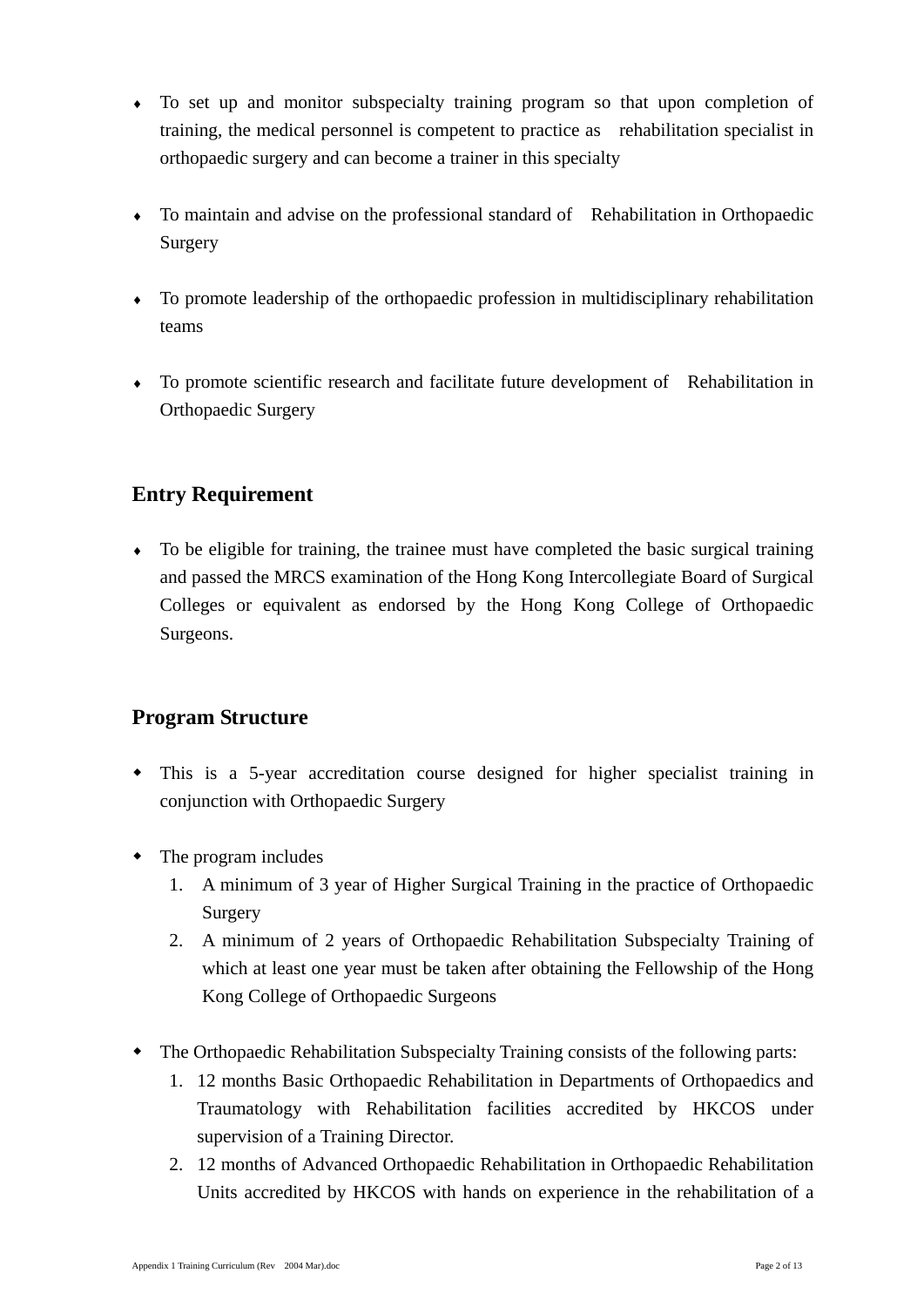- To set up and monitor subspecialty training program so that upon completion of training, the medical personnel is competent to practice as rehabilitation specialist in orthopaedic surgery and can become a trainer in this specialty

- To maintain and advise on the professional standard of Rehabilitation in Orthopaedic Surgery

- To promote leadership of the orthopaedic profession in multidisciplinary rehabilitation teams

- To promote scientific research and facilitate future development of Rehabilitation in Orthopaedic Surgery

## Entry Requirement

- To be eligible for training, the trainee must have completed the basic surgical training and passed the MRCS examination of the Hong Kong Intercollegiate Board of Surgical Colleges or equivalent as endorsed by the Hong Kong College of Orthopaedic Surgeons.

## Program Structure

- This is a 5-year accreditation course designed for higher specialist training in conjunction with Orthopaedic Surgery

- The program includes
  1. A minimum of 3 year of Higher Surgical Training in the practice of Orthopaedic Surgery
  2. A minimum of 2 years of Orthopaedic Rehabilitation Subspecialty Training of which at least one year must be taken after obtaining the Fellowship of the Hong Kong College of Orthopaedic Surgeons

- The Orthopaedic Rehabilitation Subspecialty Training consists of the following parts:
  1. 12 months Basic Orthopaedic Rehabilitation in Departments of Orthopaedics and Traumatology with Rehabilitation facilities accredited by HKCOS under supervision of a Training Director.
  2. 12 months of Advanced Orthopaedic Rehabilitation in Orthopaedic Rehabilitation Units accredited by HKCOS with hands on experience in the rehabilitation of a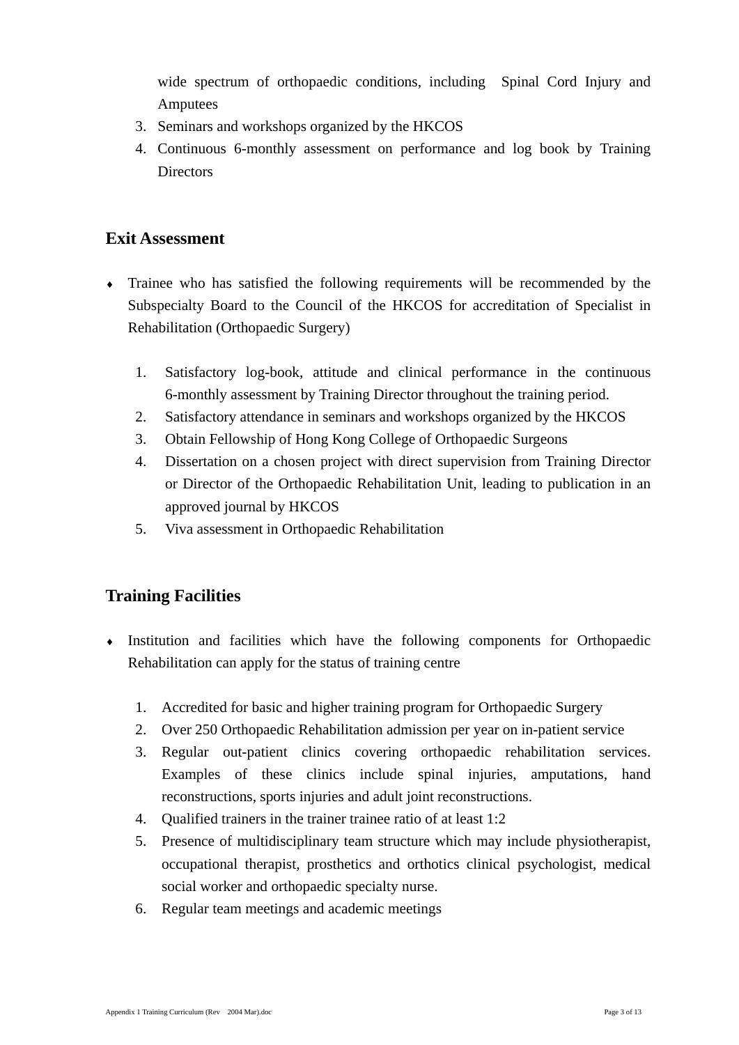wide spectrum of orthopaedic conditions, including Spinal Cord Injury and Amputees

3. Seminars and workshops organized by the HKCOS
4. Continuous 6-monthly assessment on performance and log book by Training Directors

## Exit Assessment

- Trainee who has satisfied the following requirements will be recommended by the Subspecialty Board to the Council of the HKCOS for accreditation of Specialist in Rehabilitation (Orthopaedic Surgery)

  1. Satisfactory log-book, attitude and clinical performance in the continuous 6-monthly assessment by Training Director throughout the training period.
  2. Satisfactory attendance in seminars and workshops organized by the HKCOS
  3. Obtain Fellowship of Hong Kong College of Orthopaedic Surgeons
  4. Dissertation on a chosen project with direct supervision from Training Director or Director of the Orthopaedic Rehabilitation Unit, leading to publication in an approved journal by HKCOS
  5. Viva assessment in Orthopaedic Rehabilitation

## Training Facilities

- Institution and facilities which have the following components for Orthopaedic Rehabilitation can apply for the status of training centre

  1. Accredited for basic and higher training program for Orthopaedic Surgery
  2. Over 250 Orthopaedic Rehabilitation admission per year on in-patient service
  3. Regular out-patient clinics covering orthopaedic rehabilitation services. Examples of these clinics include spinal injuries, amputations, hand reconstructions, sports injuries and adult joint reconstructions.
  4. Qualified trainers in the trainer trainee ratio of at least 1:2
  5. Presence of multidisciplinary team structure which may include physiotherapist, occupational therapist, prosthetics and orthotics clinical psychologist, medical social worker and orthopaedic specialty nurse.
  6. Regular team meetings and academic meetings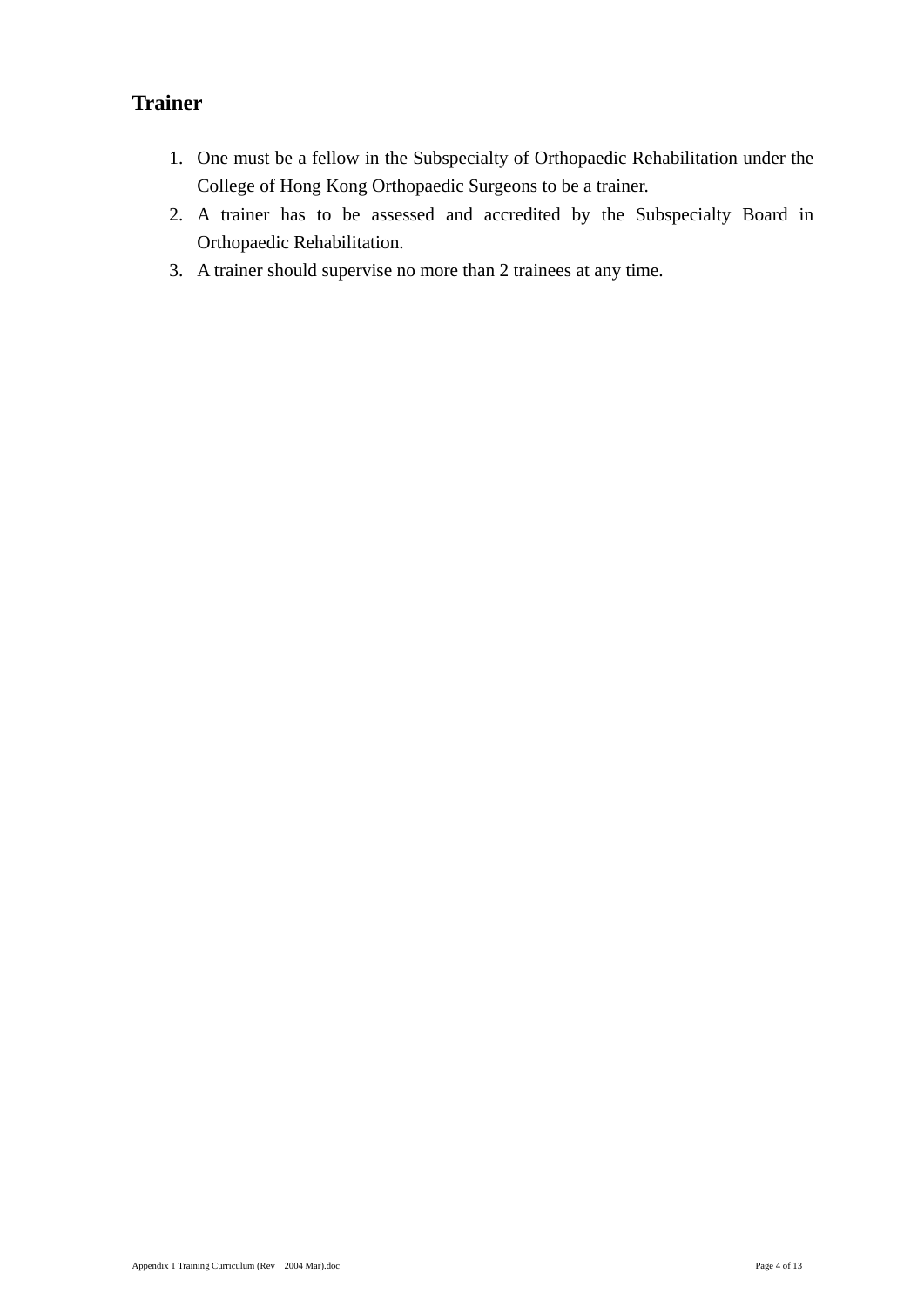## Trainer

1. One must be a fellow in the Subspecialty of Orthopaedic Rehabilitation under the College of Hong Kong Orthopaedic Surgeons to be a trainer.
2. A trainer has to be assessed and accredited by the Subspecialty Board in Orthopaedic Rehabilitation.
3. A trainer should supervise no more than 2 trainees at any time.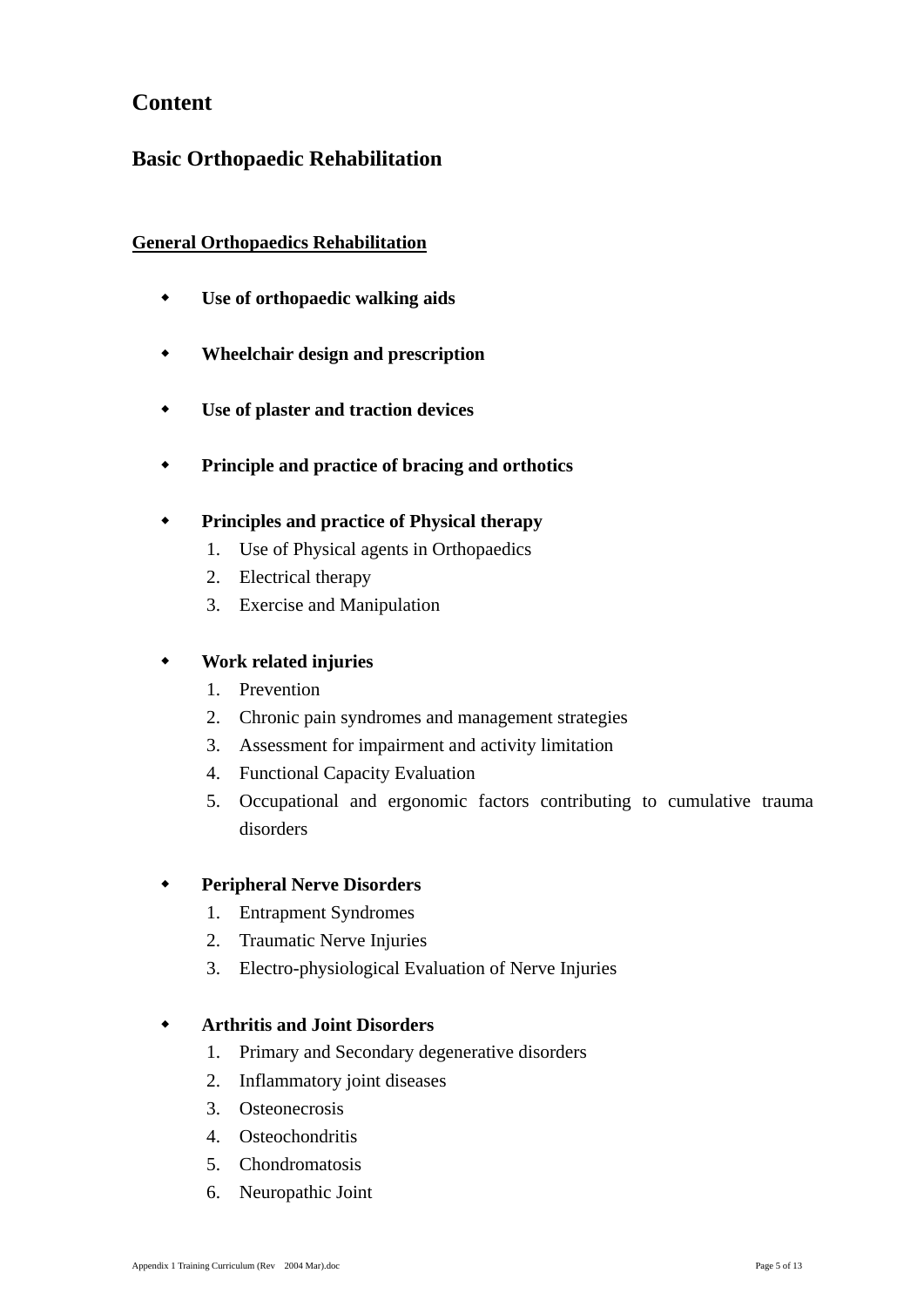# Content

## Basic Orthopaedic Rehabilitation

**<u>General Orthopaedics Rehabilitation</u>**

- **Use of orthopaedic walking aids**

- **Wheelchair design and prescription**

- **Use of plaster and traction devices**

- **Principle and practice of bracing and orthotics**

- **Principles and practice of Physical therapy**
  1. Use of Physical agents in Orthopaedics
  2. Electrical therapy
  3. Exercise and Manipulation

- **Work related injuries**
  1. Prevention
  2. Chronic pain syndromes and management strategies
  3. Assessment for impairment and activity limitation
  4. Functional Capacity Evaluation
  5. Occupational and ergonomic factors contributing to cumulative trauma disorders

- **Peripheral Nerve Disorders**
  1. Entrapment Syndromes
  2. Traumatic Nerve Injuries
  3. Electro-physiological Evaluation of Nerve Injuries

- **Arthritis and Joint Disorders**
  1. Primary and Secondary degenerative disorders
  2. Inflammatory joint diseases
  3. Osteonecrosis
  4. Osteochondritis
  5. Chondromatosis
  6. Neuropathic Joint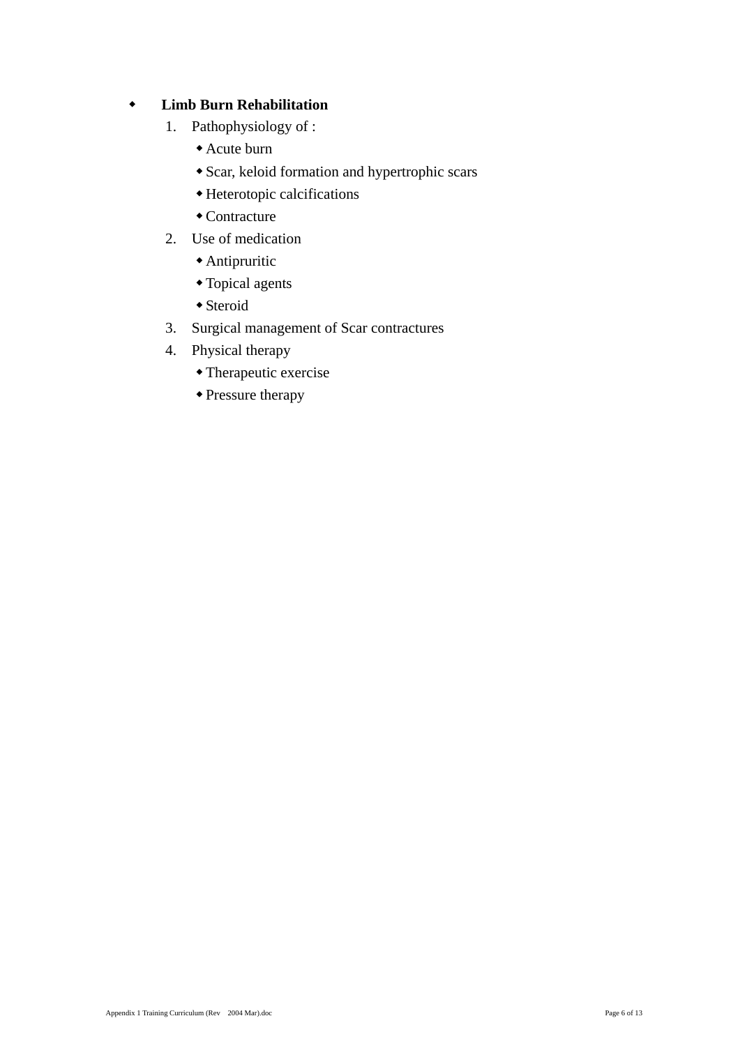- **Limb Burn Rehabilitation**
  1. Pathophysiology of :
     - Acute burn
     - Scar, keloid formation and hypertrophic scars
     - Heterotopic calcifications
     - Contracture
  2. Use of medication
     - Antipruritic
     - Topical agents
     - Steroid
  3. Surgical management of Scar contractures
  4. Physical therapy
     - Therapeutic exercise
     - Pressure therapy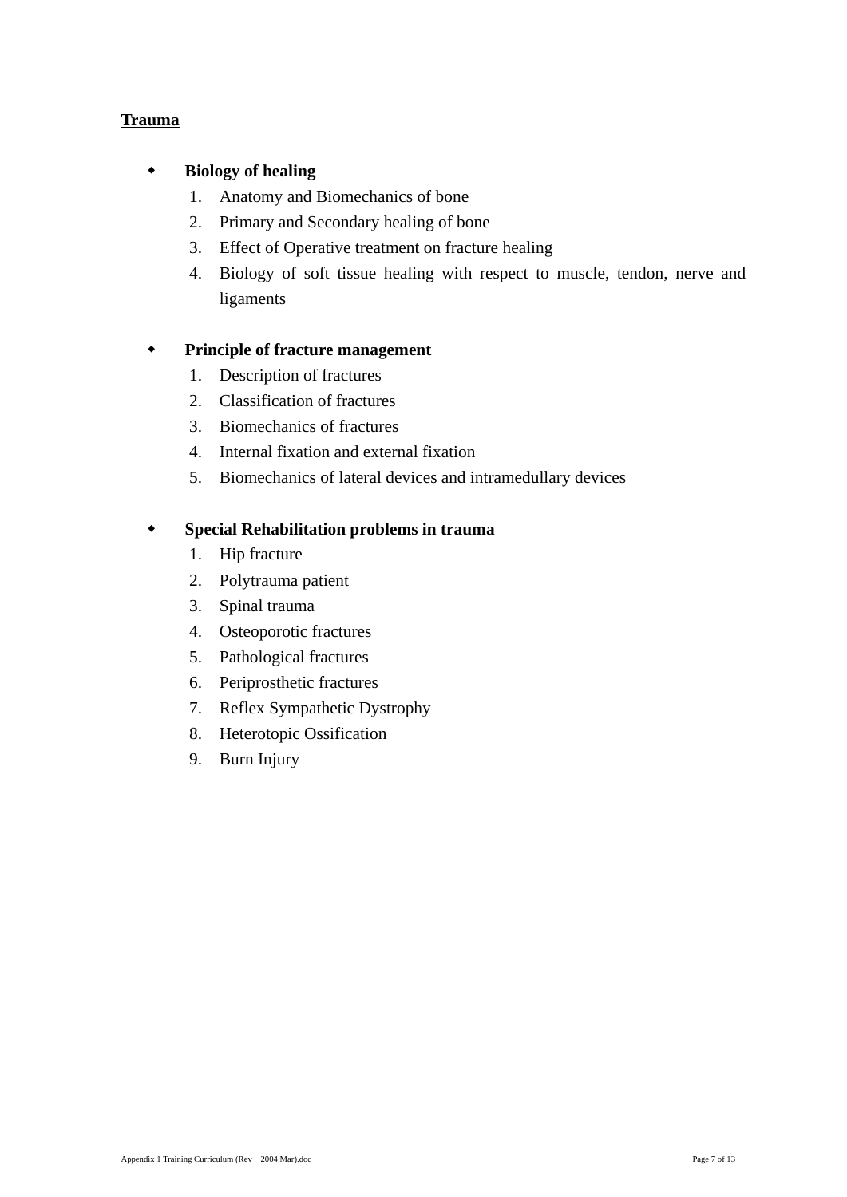## Trauma

- **Biology of healing**
    1. Anatomy and Biomechanics of bone
    2. Primary and Secondary healing of bone
    3. Effect of Operative treatment on fracture healing
    4. Biology of soft tissue healing with respect to muscle, tendon, nerve and ligaments

- **Principle of fracture management**
    1. Description of fractures
    2. Classification of fractures
    3. Biomechanics of fractures
    4. Internal fixation and external fixation
    5. Biomechanics of lateral devices and intramedullary devices

- **Special Rehabilitation problems in trauma**
    1. Hip fracture
    2. Polytrauma patient
    3. Spinal trauma
    4. Osteoporotic fractures
    5. Pathological fractures
    6. Periprosthetic fractures
    7. Reflex Sympathetic Dystrophy
    8. Heterotopic Ossification
    9. Burn Injury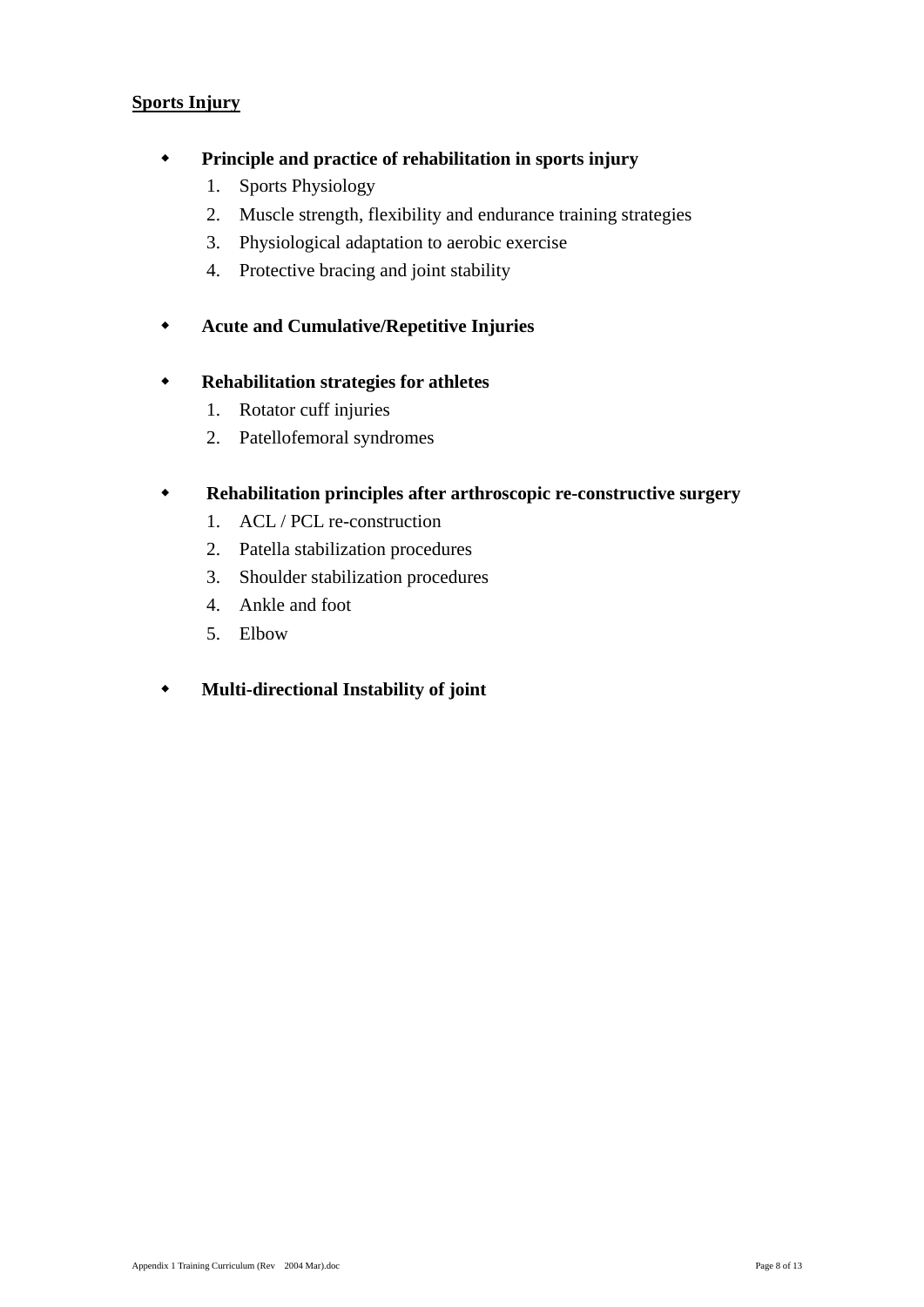## Sports Injury

- **Principle and practice of rehabilitation in sports injury**
  1. Sports Physiology
  2. Muscle strength, flexibility and endurance training strategies
  3. Physiological adaptation to aerobic exercise
  4. Protective bracing and joint stability

- **Acute and Cumulative/Repetitive Injuries**

- **Rehabilitation strategies for athletes**
  1. Rotator cuff injuries
  2. Patellofemoral syndromes

- **Rehabilitation principles after arthroscopic re-constructive surgery**
  1. ACL / PCL re-construction
  2. Patella stabilization procedures
  3. Shoulder stabilization procedures
  4. Ankle and foot
  5. Elbow

- **Multi-directional Instability of joint**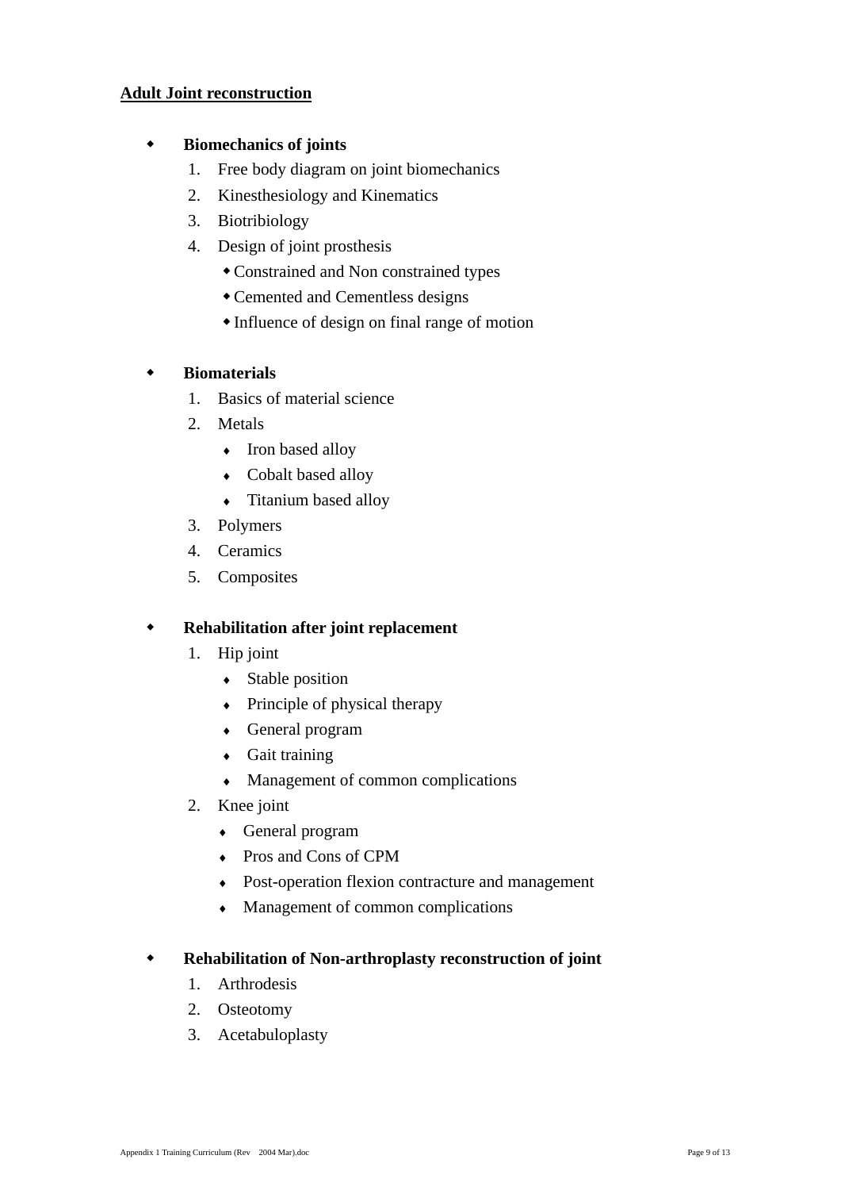**Adult Joint reconstruction**

- **Biomechanics of joints**
  1. Free body diagram on joint biomechanics
  2. Kinesthesiology and Kinematics
  3. Biotribiology
  4. Design of joint prosthesis
     - Constrained and Non constrained types
     - Cemented and Cementless designs
     - Influence of design on final range of motion

- **Biomaterials**
  1. Basics of material science
  2. Metals
     - Iron based alloy
     - Cobalt based alloy
     - Titanium based alloy
  3. Polymers
  4. Ceramics
  5. Composites

- **Rehabilitation after joint replacement**
  1. Hip joint
     - Stable position
     - Principle of physical therapy
     - General program
     - Gait training
     - Management of common complications
  2. Knee joint
     - General program
     - Pros and Cons of CPM
     - Post-operation flexion contracture and management
     - Management of common complications

- **Rehabilitation of Non-arthroplasty reconstruction of joint**
  1. Arthrodesis
  2. Osteotomy
  3. Acetabuloplasty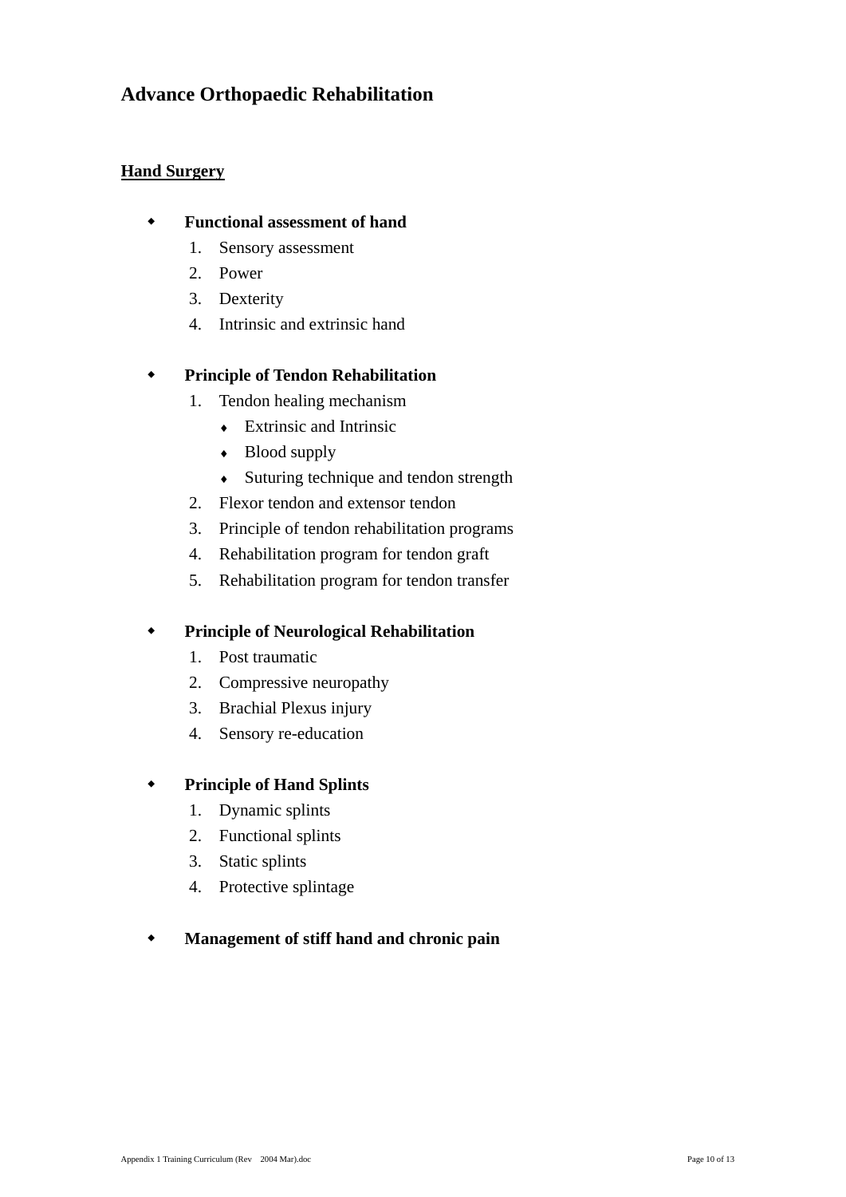# Advance Orthopaedic Rehabilitation

## Hand Surgery

- **Functional assessment of hand**
  1. Sensory assessment
  2. Power
  3. Dexterity
  4. Intrinsic and extrinsic hand

- **Principle of Tendon Rehabilitation**
  1. Tendon healing mechanism
     - Extrinsic and Intrinsic
     - Blood supply
     - Suturing technique and tendon strength
  2. Flexor tendon and extensor tendon
  3. Principle of tendon rehabilitation programs
  4. Rehabilitation program for tendon graft
  5. Rehabilitation program for tendon transfer

- **Principle of Neurological Rehabilitation**
  1. Post traumatic
  2. Compressive neuropathy
  3. Brachial Plexus injury
  4. Sensory re-education

- **Principle of Hand Splints**
  1. Dynamic splints
  2. Functional splints
  3. Static splints
  4. Protective splintage

- **Management of stiff hand and chronic pain**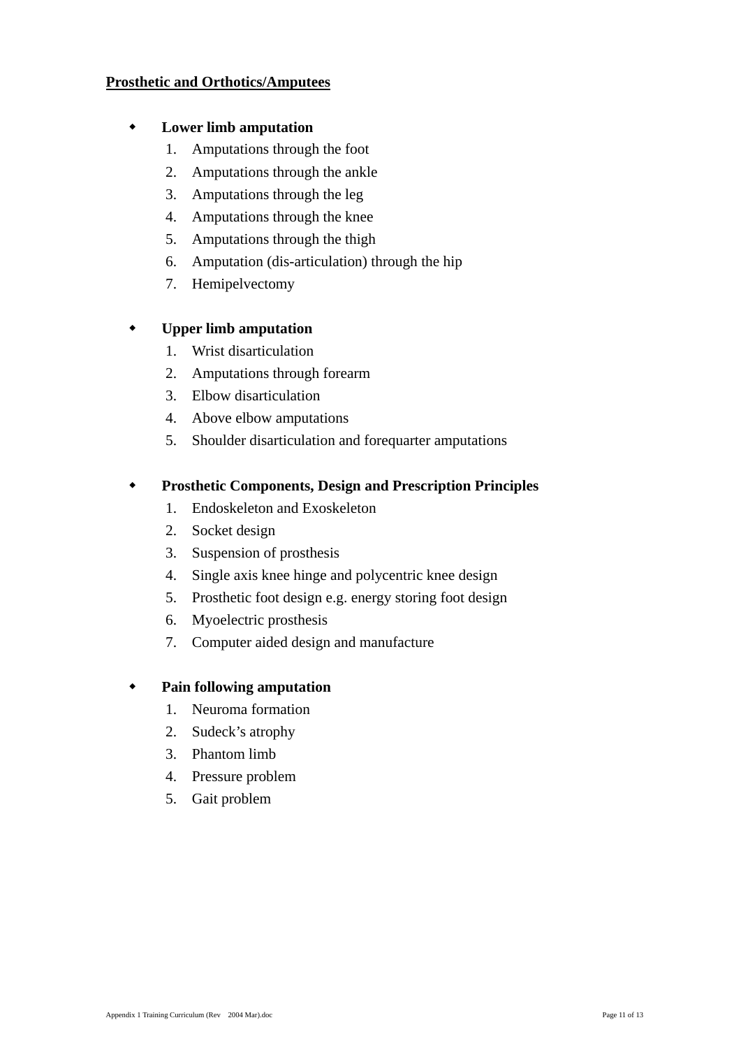**<u>Prosthetic and Orthotics/Amputees</u>**

- **Lower limb amputation**
  1. Amputations through the foot
  2. Amputations through the ankle
  3. Amputations through the leg
  4. Amputations through the knee
  5. Amputations through the thigh
  6. Amputation (dis-articulation) through the hip
  7. Hemipelvectomy

- **Upper limb amputation**
  1. Wrist disarticulation
  2. Amputations through forearm
  3. Elbow disarticulation
  4. Above elbow amputations
  5. Shoulder disarticulation and forequarter amputations

- **Prosthetic Components, Design and Prescription Principles**
  1. Endoskeleton and Exoskeleton
  2. Socket design
  3. Suspension of prosthesis
  4. Single axis knee hinge and polycentric knee design
  5. Prosthetic foot design e.g. energy storing foot design
  6. Myoelectric prosthesis
  7. Computer aided design and manufacture

- **Pain following amputation**
  1. Neuroma formation
  2. Sudeck's atrophy
  3. Phantom limb
  4. Pressure problem
  5. Gait problem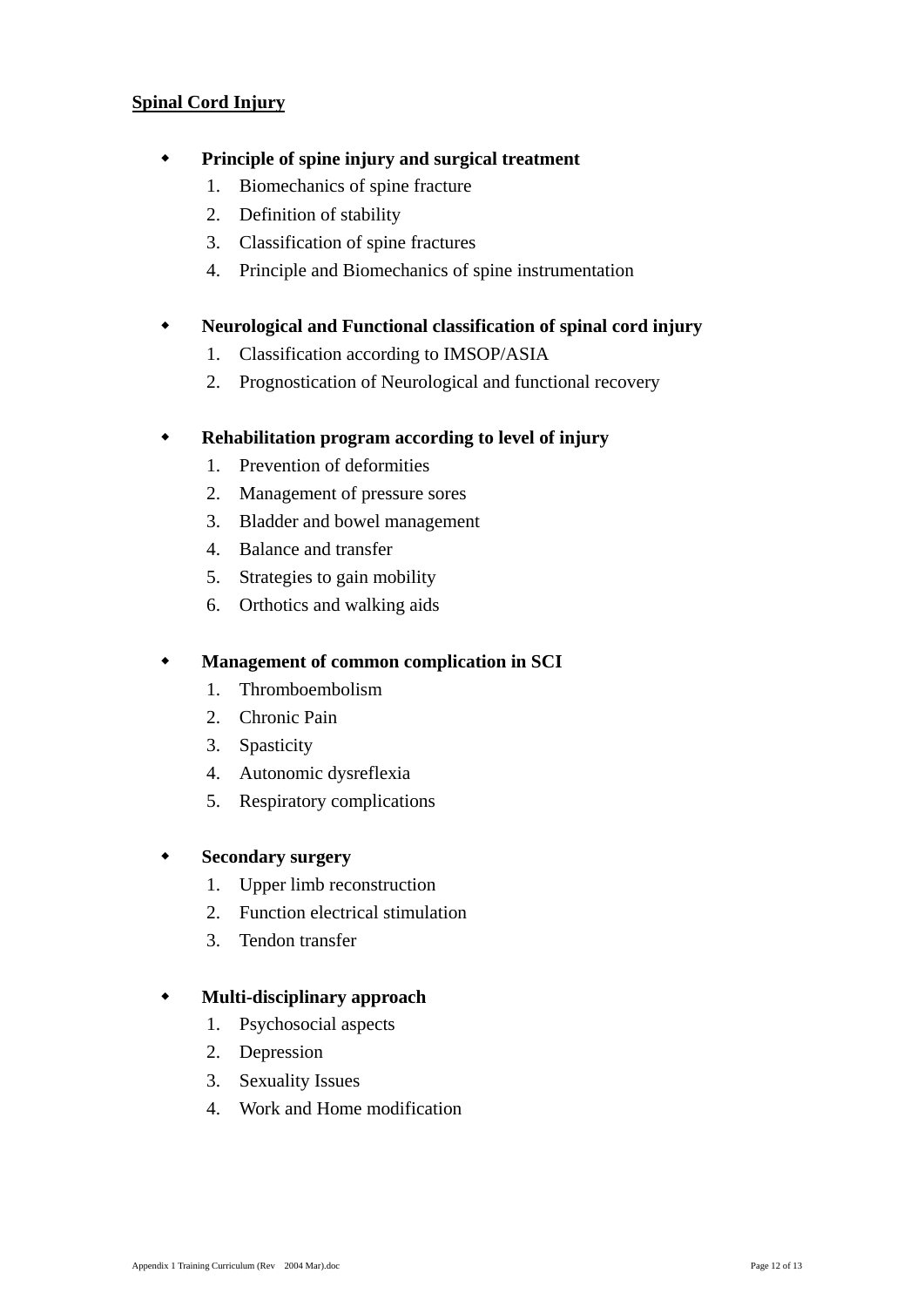## Spinal Cord Injury

- **Principle of spine injury and surgical treatment**
  1. Biomechanics of spine fracture
  2. Definition of stability
  3. Classification of spine fractures
  4. Principle and Biomechanics of spine instrumentation

- **Neurological and Functional classification of spinal cord injury**
  1. Classification according to IMSOP/ASIA
  2. Prognostication of Neurological and functional recovery

- **Rehabilitation program according to level of injury**
  1. Prevention of deformities
  2. Management of pressure sores
  3. Bladder and bowel management
  4. Balance and transfer
  5. Strategies to gain mobility
  6. Orthotics and walking aids

- **Management of common complication in SCI**
  1. Thromboembolism
  2. Chronic Pain
  3. Spasticity
  4. Autonomic dysreflexia
  5. Respiratory complications

- **Secondary surgery**
  1. Upper limb reconstruction
  2. Function electrical stimulation
  3. Tendon transfer

- **Multi-disciplinary approach**
  1. Psychosocial aspects
  2. Depression
  3. Sexuality Issues
  4. Work and Home modification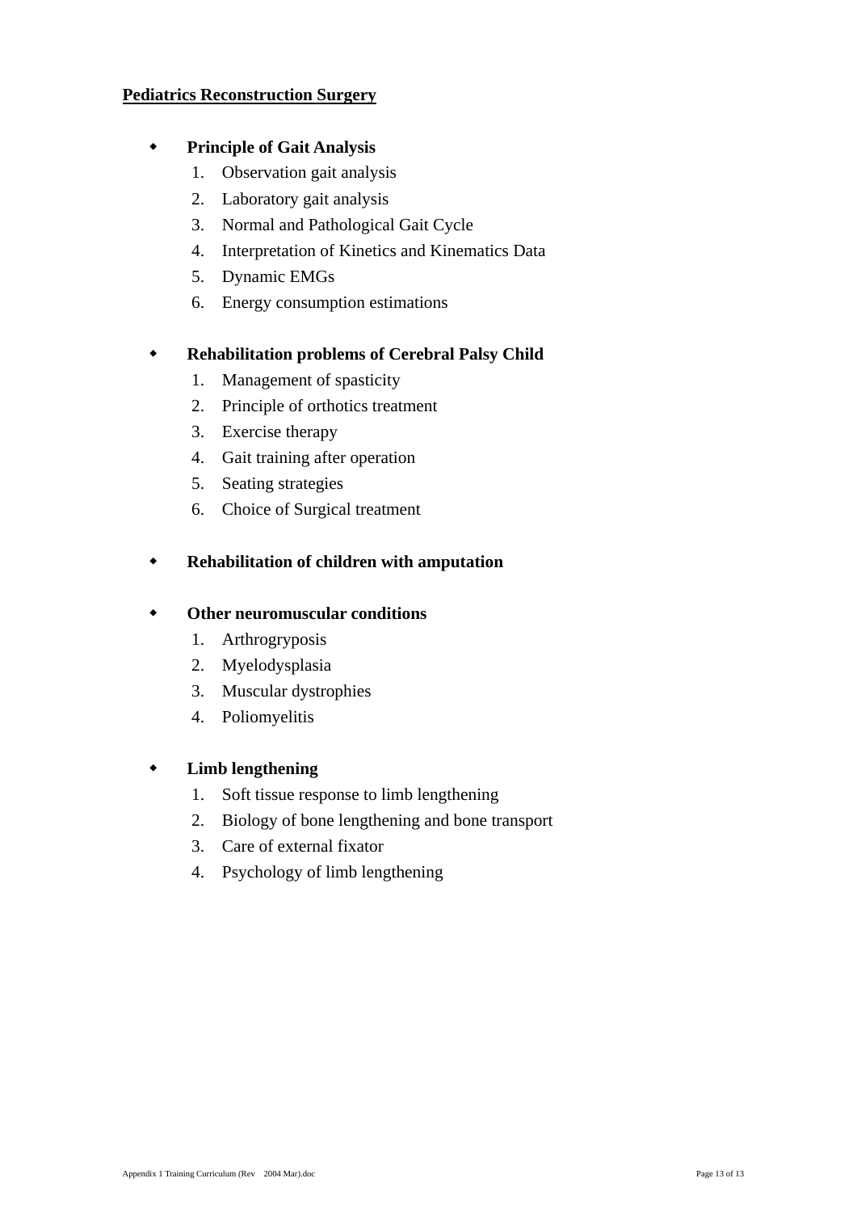## Pediatrics Reconstruction Surgery

- **Principle of Gait Analysis**
  1. Observation gait analysis
  2. Laboratory gait analysis
  3. Normal and Pathological Gait Cycle
  4. Interpretation of Kinetics and Kinematics Data
  5. Dynamic EMGs
  6. Energy consumption estimations

- **Rehabilitation problems of Cerebral Palsy Child**
  1. Management of spasticity
  2. Principle of orthotics treatment
  3. Exercise therapy
  4. Gait training after operation
  5. Seating strategies
  6. Choice of Surgical treatment

- **Rehabilitation of children with amputation**

- **Other neuromuscular conditions**
  1. Arthrogryposis
  2. Myelodysplasia
  3. Muscular dystrophies
  4. Poliomyelitis

- **Limb lengthening**
  1. Soft tissue response to limb lengthening
  2. Biology of bone lengthening and bone transport
  3. Care of external fixator
  4. Psychology of limb lengthening